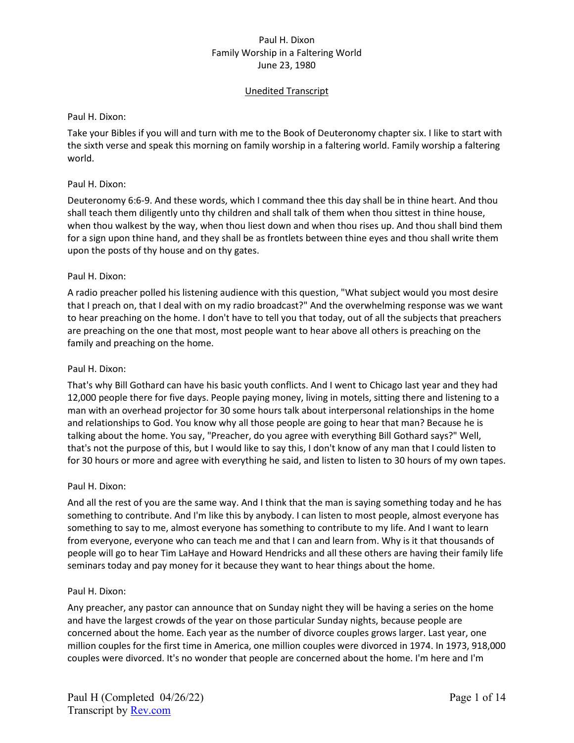Paul H. Dixon
Family Worship in a Faltering World
June 23, 1980

Unedited Transcript

Paul H. Dixon:

Take your Bibles if you will and turn with me to the Book of Deuteronomy chapter six. I like to start with the sixth verse and speak this morning on family worship in a faltering world. Family worship a faltering world.

Paul H. Dixon:

Deuteronomy 6:6-9. And these words, which I command thee this day shall be in thine heart. And thou shall teach them diligently unto thy children and shall talk of them when thou sittest in thine house, when thou walkest by the way, when thou liest down and when thou rises up. And thou shall bind them for a sign upon thine hand, and they shall be as frontlets between thine eyes and thou shall write them upon the posts of thy house and on thy gates.

Paul H. Dixon:

A radio preacher polled his listening audience with this question, "What subject would you most desire that I preach on, that I deal with on my radio broadcast?" And the overwhelming response was we want to hear preaching on the home. I don't have to tell you that today, out of all the subjects that preachers are preaching on the one that most, most people want to hear above all others is preaching on the family and preaching on the home.

Paul H. Dixon:

That's why Bill Gothard can have his basic youth conflicts. And I went to Chicago last year and they had 12,000 people there for five days. People paying money, living in motels, sitting there and listening to a man with an overhead projector for 30 some hours talk about interpersonal relationships in the home and relationships to God. You know why all those people are going to hear that man? Because he is talking about the home. You say, "Preacher, do you agree with everything Bill Gothard says?" Well, that's not the purpose of this, but I would like to say this, I don't know of any man that I could listen to for 30 hours or more and agree with everything he said, and listen to listen to 30 hours of my own tapes.

Paul H. Dixon:

And all the rest of you are the same way. And I think that the man is saying something today and he has something to contribute. And I'm like this by anybody. I can listen to most people, almost everyone has something to say to me, almost everyone has something to contribute to my life. And I want to learn from everyone, everyone who can teach me and that I can and learn from. Why is it that thousands of people will go to hear Tim LaHaye and Howard Hendricks and all these others are having their family life seminars today and pay money for it because they want to hear things about the home.

Paul H. Dixon:

Any preacher, any pastor can announce that on Sunday night they will be having a series on the home and have the largest crowds of the year on those particular Sunday nights, because people are concerned about the home. Each year as the number of divorce couples grows larger. Last year, one million couples for the first time in America, one million couples were divorced in 1974. In 1973, 918,000 couples were divorced. It's no wonder that people are concerned about the home. I'm here and I'm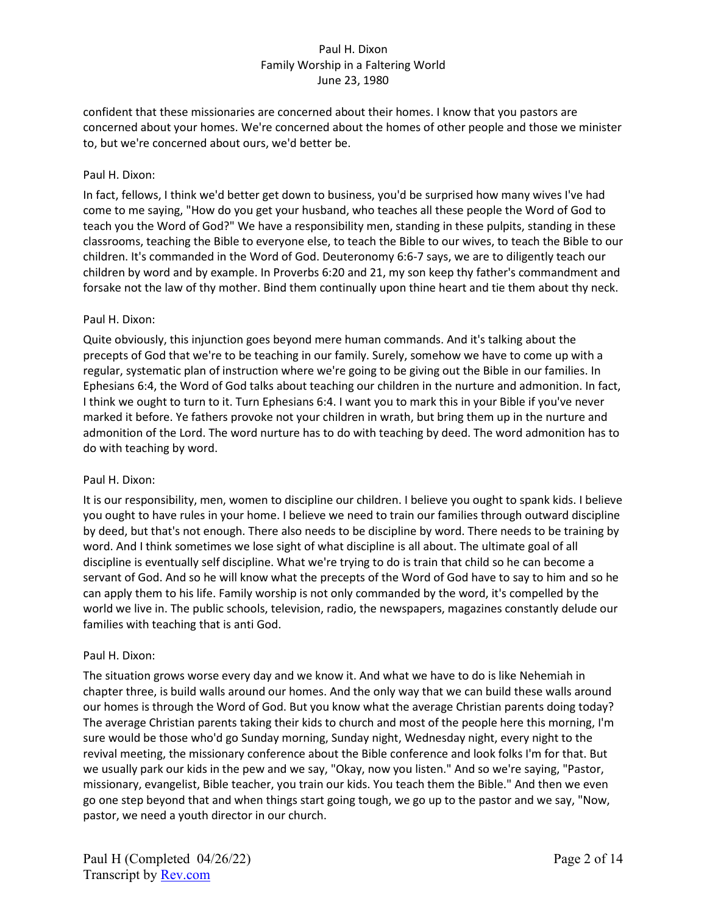confident that these missionaries are concerned about their homes. I know that you pastors are concerned about your homes. We're concerned about the homes of other people and those we minister to, but we're concerned about ours, we'd better be.

Paul H. Dixon:

In fact, fellows, I think we'd better get down to business, you'd be surprised how many wives I've had come to me saying, "How do you get your husband, who teaches all these people the Word of God to teach you the Word of God?" We have a responsibility men, standing in these pulpits, standing in these classrooms, teaching the Bible to everyone else, to teach the Bible to our wives, to teach the Bible to our children. It's commanded in the Word of God. Deuteronomy 6:6-7 says, we are to diligently teach our children by word and by example. In Proverbs 6:20 and 21, my son keep thy father's commandment and forsake not the law of thy mother. Bind them continually upon thine heart and tie them about thy neck.

Paul H. Dixon:

Quite obviously, this injunction goes beyond mere human commands. And it's talking about the precepts of God that we're to be teaching in our family. Surely, somehow we have to come up with a regular, systematic plan of instruction where we're going to be giving out the Bible in our families. In Ephesians 6:4, the Word of God talks about teaching our children in the nurture and admonition. In fact, I think we ought to turn to it. Turn Ephesians 6:4. I want you to mark this in your Bible if you've never marked it before. Ye fathers provoke not your children in wrath, but bring them up in the nurture and admonition of the Lord. The word nurture has to do with teaching by deed. The word admonition has to do with teaching by word.

Paul H. Dixon:

It is our responsibility, men, women to discipline our children. I believe you ought to spank kids. I believe you ought to have rules in your home. I believe we need to train our families through outward discipline by deed, but that's not enough. There also needs to be discipline by word. There needs to be training by word. And I think sometimes we lose sight of what discipline is all about. The ultimate goal of all discipline is eventually self discipline. What we're trying to do is train that child so he can become a servant of God. And so he will know what the precepts of the Word of God have to say to him and so he can apply them to his life. Family worship is not only commanded by the word, it's compelled by the world we live in. The public schools, television, radio, the newspapers, magazines constantly delude our families with teaching that is anti God.

Paul H. Dixon:

The situation grows worse every day and we know it. And what we have to do is like Nehemiah in chapter three, is build walls around our homes. And the only way that we can build these walls around our homes is through the Word of God. But you know what the average Christian parents doing today? The average Christian parents taking their kids to church and most of the people here this morning, I'm sure would be those who'd go Sunday morning, Sunday night, Wednesday night, every night to the revival meeting, the missionary conference about the Bible conference and look folks I'm for that. But we usually park our kids in the pew and we say, "Okay, now you listen." And so we're saying, "Pastor, missionary, evangelist, Bible teacher, you train our kids. You teach them the Bible." And then we even go one step beyond that and when things start going tough, we go up to the pastor and we say, "Now, pastor, we need a youth director in our church.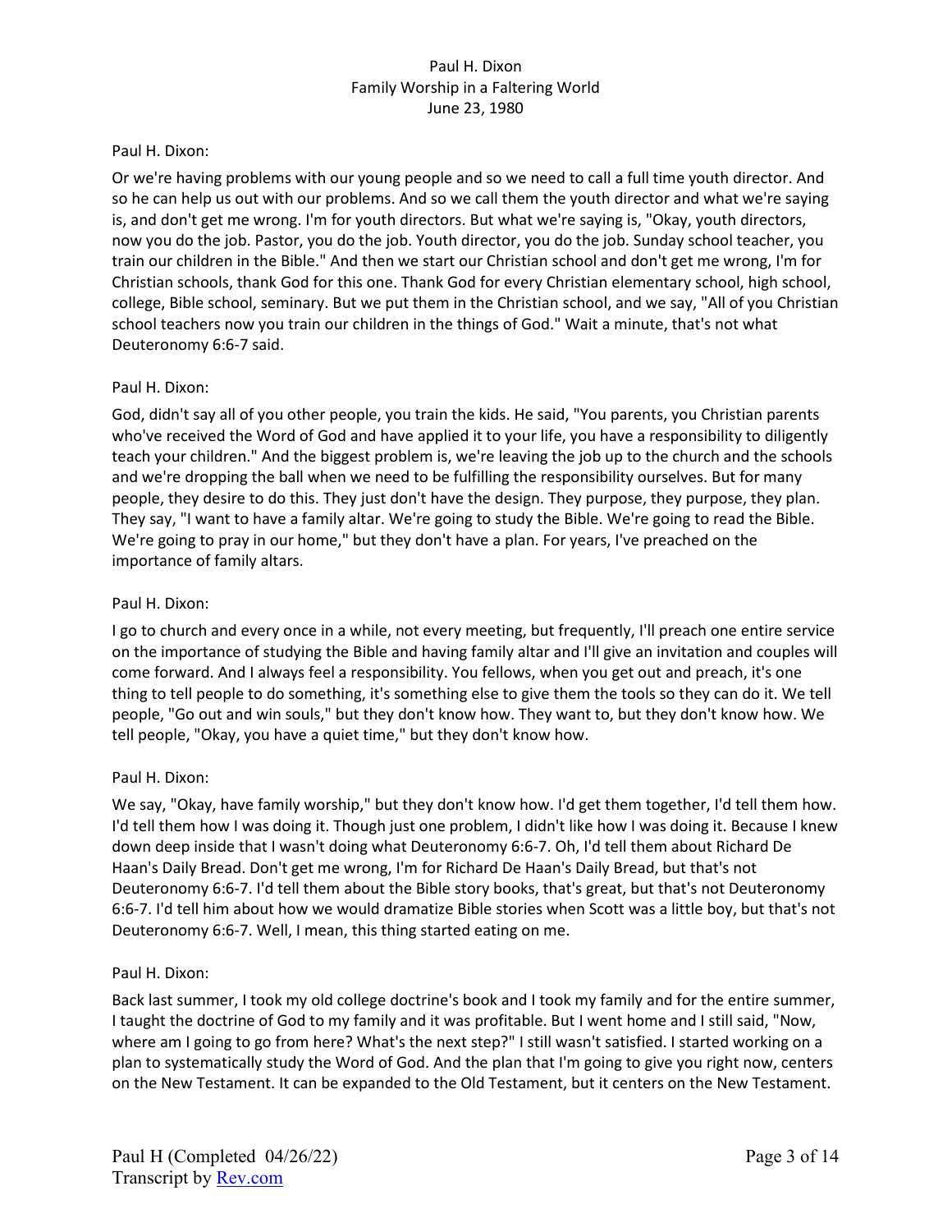Paul H. Dixon:

Or we're having problems with our young people and so we need to call a full time youth director. And so he can help us out with our problems. And so we call them the youth director and what we're saying is, and don't get me wrong. I'm for youth directors. But what we're saying is, "Okay, youth directors, now you do the job. Pastor, you do the job. Youth director, you do the job. Sunday school teacher, you train our children in the Bible." And then we start our Christian school and don't get me wrong, I'm for Christian schools, thank God for this one. Thank God for every Christian elementary school, high school, college, Bible school, seminary. But we put them in the Christian school, and we say, "All of you Christian school teachers now you train our children in the things of God." Wait a minute, that's not what Deuteronomy 6:6-7 said.

Paul H. Dixon:

God, didn't say all of you other people, you train the kids. He said, "You parents, you Christian parents who've received the Word of God and have applied it to your life, you have a responsibility to diligently teach your children." And the biggest problem is, we're leaving the job up to the church and the schools and we're dropping the ball when we need to be fulfilling the responsibility ourselves. But for many people, they desire to do this. They just don't have the design. They purpose, they purpose, they plan. They say, "I want to have a family altar. We're going to study the Bible. We're going to read the Bible. We're going to pray in our home," but they don't have a plan. For years, I've preached on the importance of family altars.

Paul H. Dixon:

I go to church and every once in a while, not every meeting, but frequently, I'll preach one entire service on the importance of studying the Bible and having family altar and I'll give an invitation and couples will come forward. And I always feel a responsibility. You fellows, when you get out and preach, it's one thing to tell people to do something, it's something else to give them the tools so they can do it. We tell people, "Go out and win souls," but they don't know how. They want to, but they don't know how. We tell people, "Okay, you have a quiet time," but they don't know how.

Paul H. Dixon:

We say, "Okay, have family worship," but they don't know how. I'd get them together, I'd tell them how. I'd tell them how I was doing it. Though just one problem, I didn't like how I was doing it. Because I knew down deep inside that I wasn't doing what Deuteronomy 6:6-7. Oh, I'd tell them about Richard De Haan's Daily Bread. Don't get me wrong, I'm for Richard De Haan's Daily Bread, but that's not Deuteronomy 6:6-7. I'd tell them about the Bible story books, that's great, but that's not Deuteronomy 6:6-7. I'd tell him about how we would dramatize Bible stories when Scott was a little boy, but that's not Deuteronomy 6:6-7. Well, I mean, this thing started eating on me.

Paul H. Dixon:

Back last summer, I took my old college doctrine's book and I took my family and for the entire summer, I taught the doctrine of God to my family and it was profitable. But I went home and I still said, "Now, where am I going to go from here? What's the next step?" I still wasn't satisfied. I started working on a plan to systematically study the Word of God. And the plan that I'm going to give you right now, centers on the New Testament. It can be expanded to the Old Testament, but it centers on the New Testament.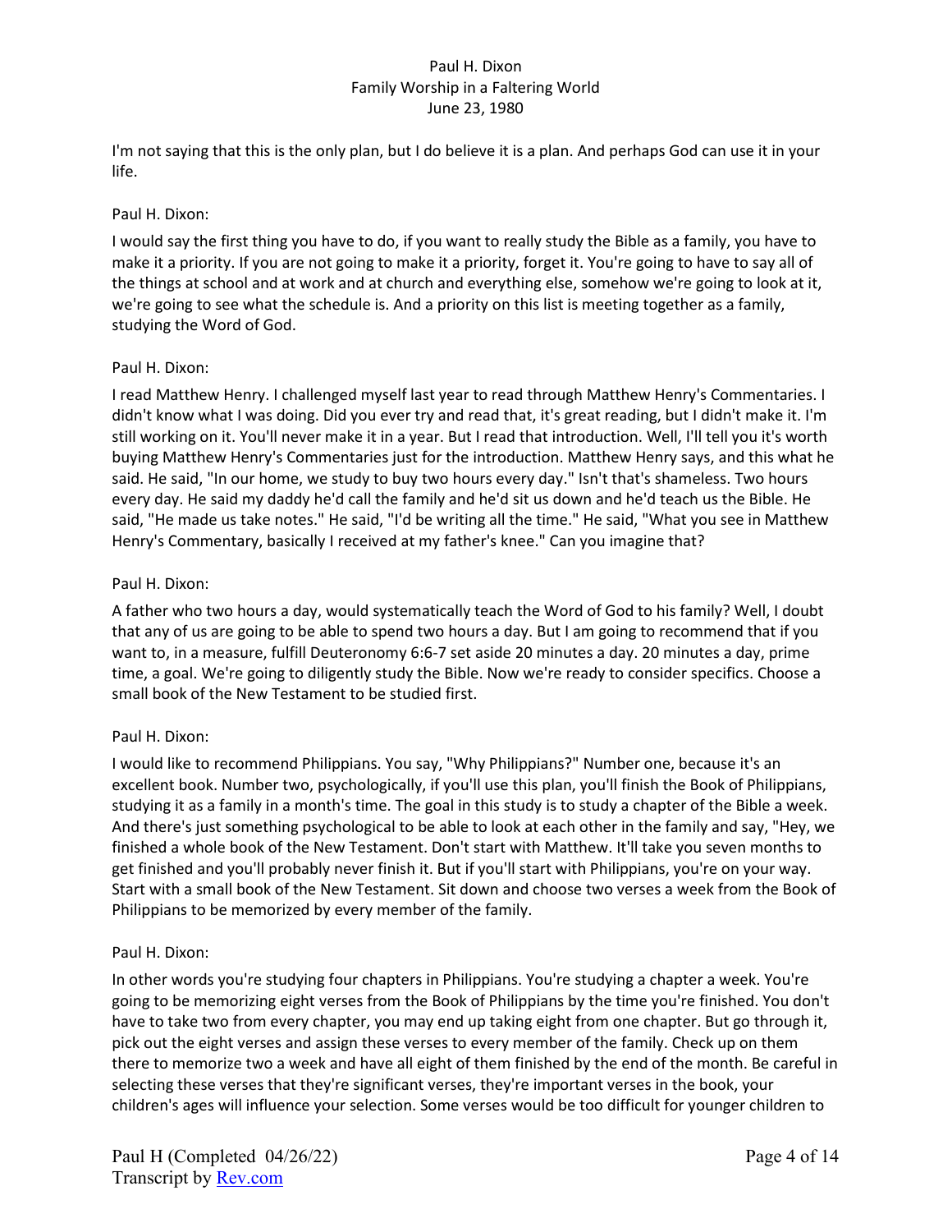I'm not saying that this is the only plan, but I do believe it is a plan. And perhaps God can use it in your life.

Paul H. Dixon:

I would say the first thing you have to do, if you want to really study the Bible as a family, you have to make it a priority. If you are not going to make it a priority, forget it. You're going to have to say all of the things at school and at work and at church and everything else, somehow we're going to look at it, we're going to see what the schedule is. And a priority on this list is meeting together as a family, studying the Word of God.

Paul H. Dixon:

I read Matthew Henry. I challenged myself last year to read through Matthew Henry's Commentaries. I didn't know what I was doing. Did you ever try and read that, it's great reading, but I didn't make it. I'm still working on it. You'll never make it in a year. But I read that introduction. Well, I'll tell you it's worth buying Matthew Henry's Commentaries just for the introduction. Matthew Henry says, and this what he said. He said, "In our home, we study to buy two hours every day." Isn't that's shameless. Two hours every day. He said my daddy he'd call the family and he'd sit us down and he'd teach us the Bible. He said, "He made us take notes." He said, "I'd be writing all the time." He said, "What you see in Matthew Henry's Commentary, basically I received at my father's knee." Can you imagine that?

Paul H. Dixon:

A father who two hours a day, would systematically teach the Word of God to his family? Well, I doubt that any of us are going to be able to spend two hours a day. But I am going to recommend that if you want to, in a measure, fulfill Deuteronomy 6:6-7 set aside 20 minutes a day. 20 minutes a day, prime time, a goal. We're going to diligently study the Bible. Now we're ready to consider specifics. Choose a small book of the New Testament to be studied first.

Paul H. Dixon:

I would like to recommend Philippians. You say, "Why Philippians?" Number one, because it's an excellent book. Number two, psychologically, if you'll use this plan, you'll finish the Book of Philippians, studying it as a family in a month's time. The goal in this study is to study a chapter of the Bible a week. And there's just something psychological to be able to look at each other in the family and say, "Hey, we finished a whole book of the New Testament. Don't start with Matthew. It'll take you seven months to get finished and you'll probably never finish it. But if you'll start with Philippians, you're on your way. Start with a small book of the New Testament. Sit down and choose two verses a week from the Book of Philippians to be memorized by every member of the family.

Paul H. Dixon:

In other words you're studying four chapters in Philippians. You're studying a chapter a week. You're going to be memorizing eight verses from the Book of Philippians by the time you're finished. You don't have to take two from every chapter, you may end up taking eight from one chapter. But go through it, pick out the eight verses and assign these verses to every member of the family. Check up on them there to memorize two a week and have all eight of them finished by the end of the month. Be careful in selecting these verses that they're significant verses, they're important verses in the book, your children's ages will influence your selection. Some verses would be too difficult for younger children to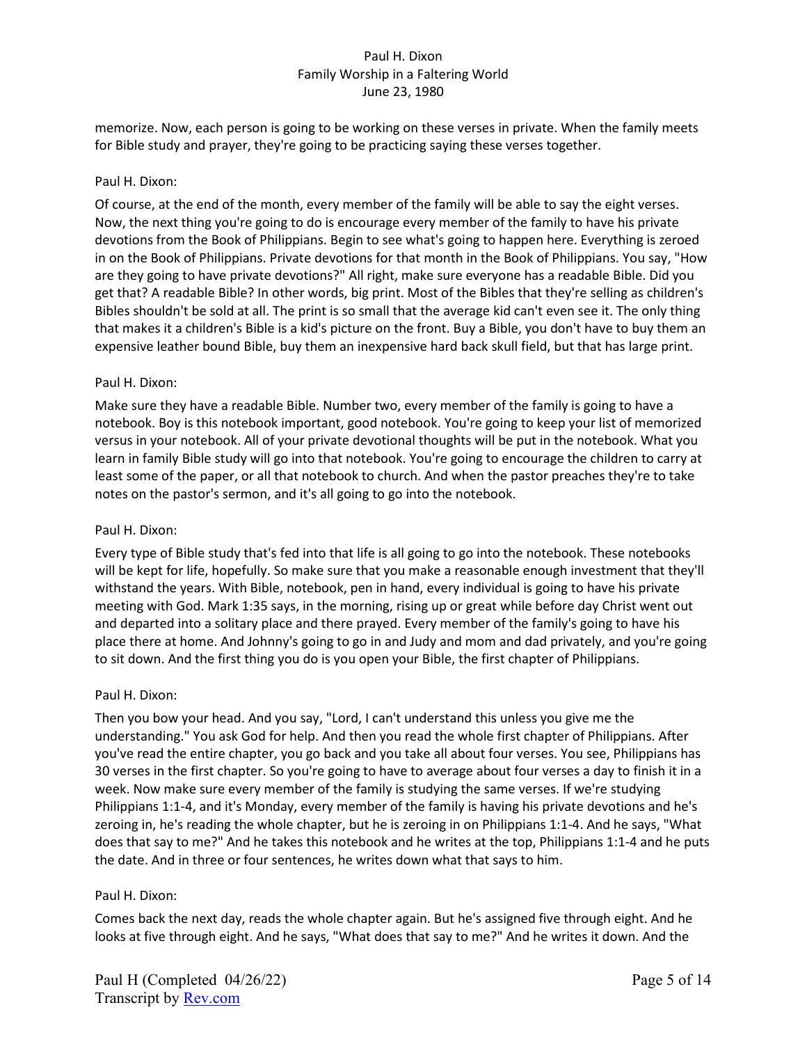memorize. Now, each person is going to be working on these verses in private. When the family meets for Bible study and prayer, they're going to be practicing saying these verses together.

Paul H. Dixon:

Of course, at the end of the month, every member of the family will be able to say the eight verses. Now, the next thing you're going to do is encourage every member of the family to have his private devotions from the Book of Philippians. Begin to see what's going to happen here. Everything is zeroed in on the Book of Philippians. Private devotions for that month in the Book of Philippians. You say, "How are they going to have private devotions?" All right, make sure everyone has a readable Bible. Did you get that? A readable Bible? In other words, big print. Most of the Bibles that they're selling as children's Bibles shouldn't be sold at all. The print is so small that the average kid can't even see it. The only thing that makes it a children's Bible is a kid's picture on the front. Buy a Bible, you don't have to buy them an expensive leather bound Bible, buy them an inexpensive hard back skull field, but that has large print.

Paul H. Dixon:

Make sure they have a readable Bible. Number two, every member of the family is going to have a notebook. Boy is this notebook important, good notebook. You're going to keep your list of memorized versus in your notebook. All of your private devotional thoughts will be put in the notebook. What you learn in family Bible study will go into that notebook. You're going to encourage the children to carry at least some of the paper, or all that notebook to church. And when the pastor preaches they're to take notes on the pastor's sermon, and it's all going to go into the notebook.

Paul H. Dixon:

Every type of Bible study that's fed into that life is all going to go into the notebook. These notebooks will be kept for life, hopefully. So make sure that you make a reasonable enough investment that they'll withstand the years. With Bible, notebook, pen in hand, every individual is going to have his private meeting with God. Mark 1:35 says, in the morning, rising up or great while before day Christ went out and departed into a solitary place and there prayed. Every member of the family's going to have his place there at home. And Johnny's going to go in and Judy and mom and dad privately, and you're going to sit down. And the first thing you do is you open your Bible, the first chapter of Philippians.

Paul H. Dixon:

Then you bow your head. And you say, "Lord, I can't understand this unless you give me the understanding." You ask God for help. And then you read the whole first chapter of Philippians. After you've read the entire chapter, you go back and you take all about four verses. You see, Philippians has 30 verses in the first chapter. So you're going to have to average about four verses a day to finish it in a week. Now make sure every member of the family is studying the same verses. If we're studying Philippians 1:1-4, and it's Monday, every member of the family is having his private devotions and he's zeroing in, he's reading the whole chapter, but he is zeroing in on Philippians 1:1-4. And he says, "What does that say to me?" And he takes this notebook and he writes at the top, Philippians 1:1-4 and he puts the date. And in three or four sentences, he writes down what that says to him.

Paul H. Dixon:

Comes back the next day, reads the whole chapter again. But he's assigned five through eight. And he looks at five through eight. And he says, "What does that say to me?" And he writes it down. And the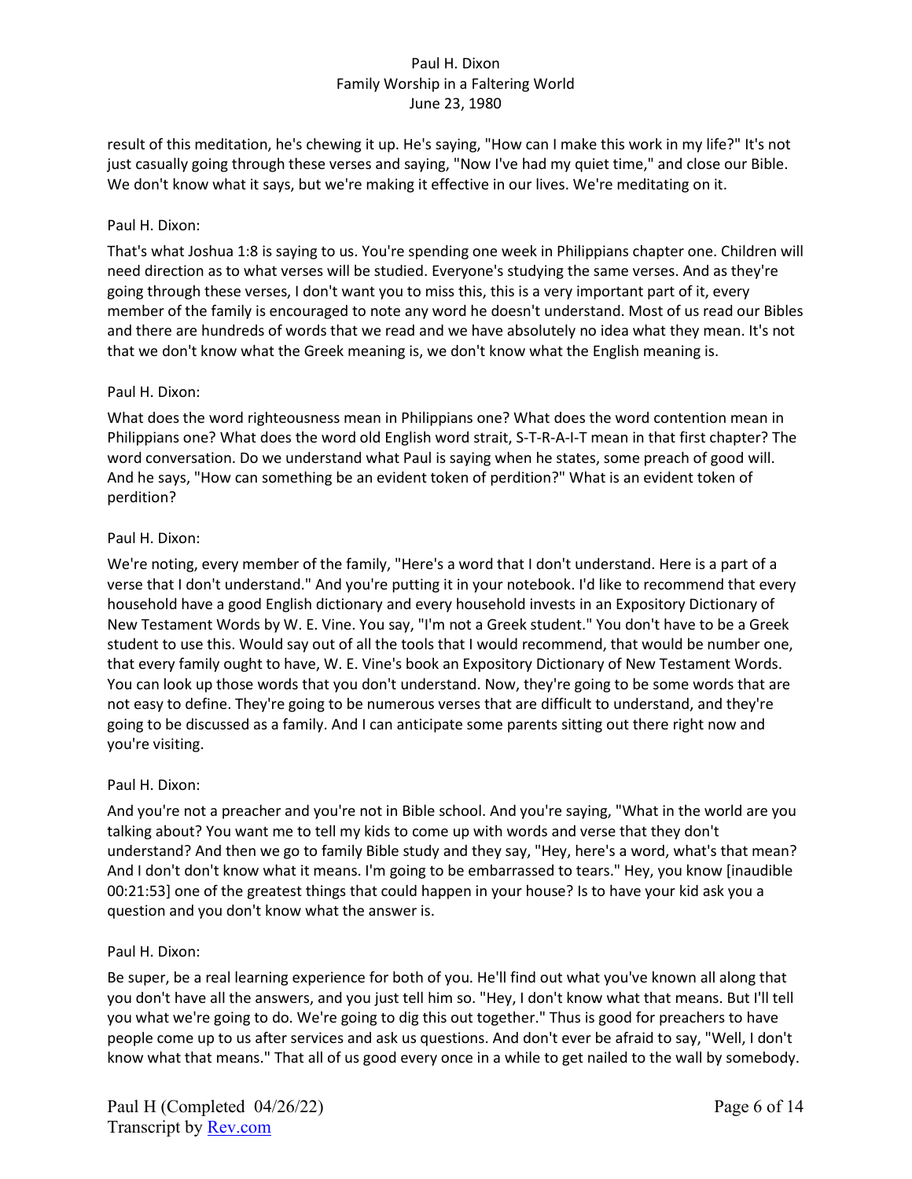result of this meditation, he's chewing it up. He's saying, "How can I make this work in my life?" It's not just casually going through these verses and saying, "Now I've had my quiet time," and close our Bible. We don't know what it says, but we're making it effective in our lives. We're meditating on it.

Paul H. Dixon:

That's what Joshua 1:8 is saying to us. You're spending one week in Philippians chapter one. Children will need direction as to what verses will be studied. Everyone's studying the same verses. And as they're going through these verses, I don't want you to miss this, this is a very important part of it, every member of the family is encouraged to note any word he doesn't understand. Most of us read our Bibles and there are hundreds of words that we read and we have absolutely no idea what they mean. It's not that we don't know what the Greek meaning is, we don't know what the English meaning is.

Paul H. Dixon:

What does the word righteousness mean in Philippians one? What does the word contention mean in Philippians one? What does the word old English word strait, S-T-R-A-I-T mean in that first chapter? The word conversation. Do we understand what Paul is saying when he states, some preach of good will. And he says, "How can something be an evident token of perdition?" What is an evident token of perdition?

Paul H. Dixon:

We're noting, every member of the family, "Here's a word that I don't understand. Here is a part of a verse that I don't understand." And you're putting it in your notebook. I'd like to recommend that every household have a good English dictionary and every household invests in an Expository Dictionary of New Testament Words by W. E. Vine. You say, "I'm not a Greek student." You don't have to be a Greek student to use this. Would say out of all the tools that I would recommend, that would be number one, that every family ought to have, W. E. Vine's book an Expository Dictionary of New Testament Words. You can look up those words that you don't understand. Now, they're going to be some words that are not easy to define. They're going to be numerous verses that are difficult to understand, and they're going to be discussed as a family. And I can anticipate some parents sitting out there right now and you're visiting.

Paul H. Dixon:

And you're not a preacher and you're not in Bible school. And you're saying, "What in the world are you talking about? You want me to tell my kids to come up with words and verse that they don't understand? And then we go to family Bible study and they say, "Hey, here's a word, what's that mean? And I don't don't know what it means. I'm going to be embarrassed to tears." Hey, you know [inaudible 00:21:53] one of the greatest things that could happen in your house? Is to have your kid ask you a question and you don't know what the answer is.

Paul H. Dixon:

Be super, be a real learning experience for both of you. He'll find out what you've known all along that you don't have all the answers, and you just tell him so. "Hey, I don't know what that means. But I'll tell you what we're going to do. We're going to dig this out together." Thus is good for preachers to have people come up to us after services and ask us questions. And don't ever be afraid to say, "Well, I don't know what that means." That all of us good every once in a while to get nailed to the wall by somebody.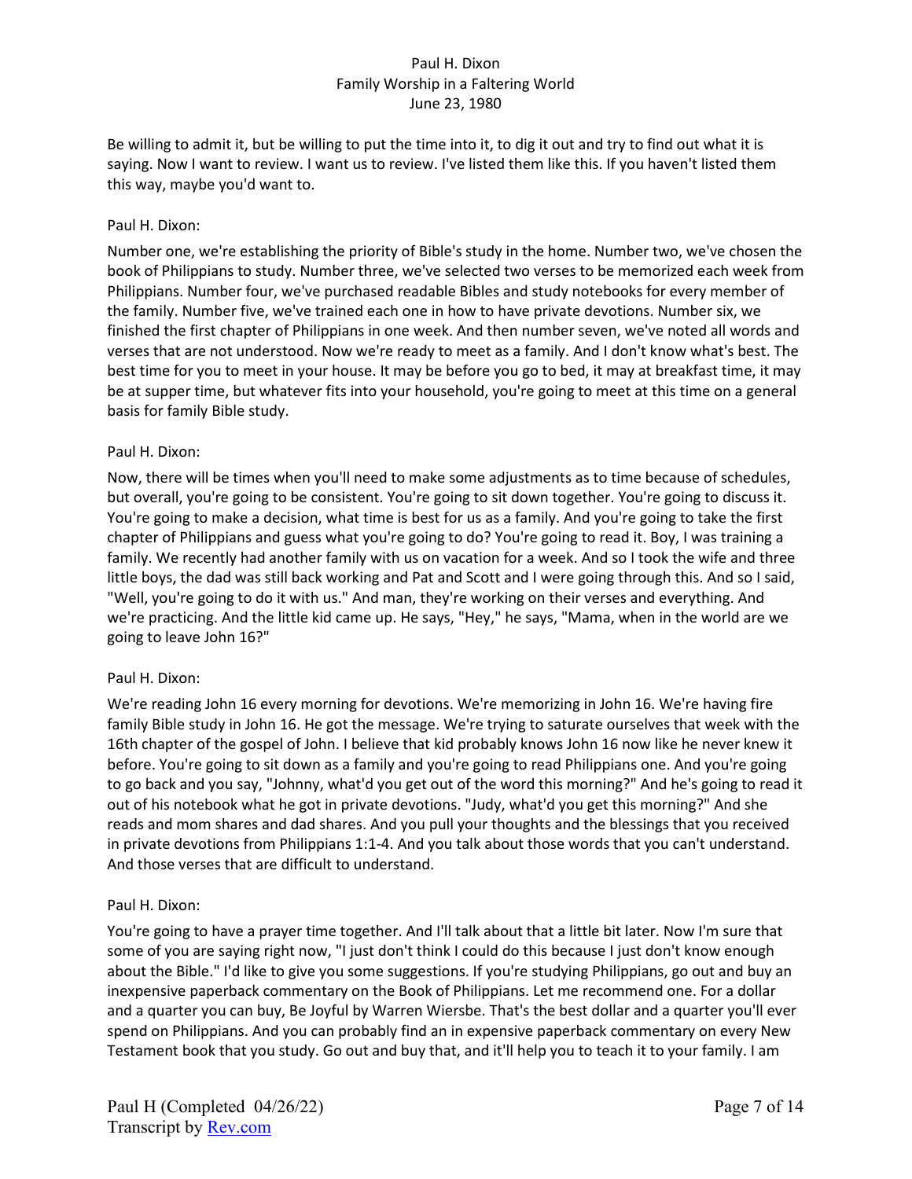Be willing to admit it, but be willing to put the time into it, to dig it out and try to find out what it is saying. Now I want to review. I want us to review. I've listed them like this. If you haven't listed them this way, maybe you'd want to.

Paul H. Dixon:

Number one, we're establishing the priority of Bible's study in the home. Number two, we've chosen the book of Philippians to study. Number three, we've selected two verses to be memorized each week from Philippians. Number four, we've purchased readable Bibles and study notebooks for every member of the family. Number five, we've trained each one in how to have private devotions. Number six, we finished the first chapter of Philippians in one week. And then number seven, we've noted all words and verses that are not understood. Now we're ready to meet as a family. And I don't know what's best. The best time for you to meet in your house. It may be before you go to bed, it may at breakfast time, it may be at supper time, but whatever fits into your household, you're going to meet at this time on a general basis for family Bible study.

Paul H. Dixon:

Now, there will be times when you'll need to make some adjustments as to time because of schedules, but overall, you're going to be consistent. You're going to sit down together. You're going to discuss it. You're going to make a decision, what time is best for us as a family. And you're going to take the first chapter of Philippians and guess what you're going to do? You're going to read it. Boy, I was training a family. We recently had another family with us on vacation for a week. And so I took the wife and three little boys, the dad was still back working and Pat and Scott and I were going through this. And so I said, "Well, you're going to do it with us." And man, they're working on their verses and everything. And we're practicing. And the little kid came up. He says, "Hey," he says, "Mama, when in the world are we going to leave John 16?"

Paul H. Dixon:

We're reading John 16 every morning for devotions. We're memorizing in John 16. We're having fire family Bible study in John 16. He got the message. We're trying to saturate ourselves that week with the 16th chapter of the gospel of John. I believe that kid probably knows John 16 now like he never knew it before. You're going to sit down as a family and you're going to read Philippians one. And you're going to go back and you say, "Johnny, what'd you get out of the word this morning?" And he's going to read it out of his notebook what he got in private devotions. "Judy, what'd you get this morning?" And she reads and mom shares and dad shares. And you pull your thoughts and the blessings that you received in private devotions from Philippians 1:1-4. And you talk about those words that you can't understand. And those verses that are difficult to understand.

Paul H. Dixon:

You're going to have a prayer time together. And I'll talk about that a little bit later. Now I'm sure that some of you are saying right now, "I just don't think I could do this because I just don't know enough about the Bible." I'd like to give you some suggestions. If you're studying Philippians, go out and buy an inexpensive paperback commentary on the Book of Philippians. Let me recommend one. For a dollar and a quarter you can buy, Be Joyful by Warren Wiersbe. That's the best dollar and a quarter you'll ever spend on Philippians. And you can probably find an in expensive paperback commentary on every New Testament book that you study. Go out and buy that, and it'll help you to teach it to your family. I am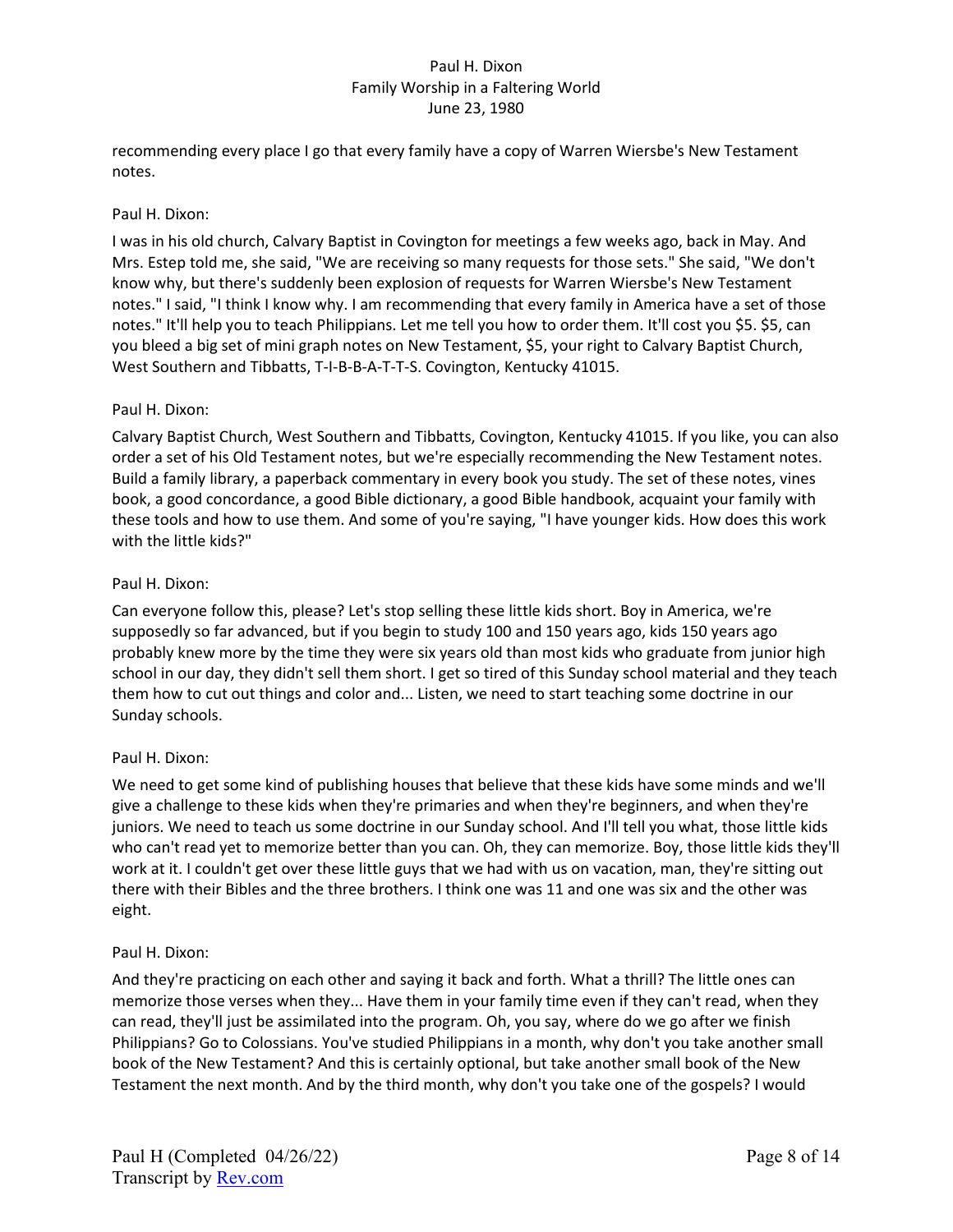recommending every place I go that every family have a copy of Warren Wiersbe's New Testament notes.

Paul H. Dixon:

I was in his old church, Calvary Baptist in Covington for meetings a few weeks ago, back in May. And Mrs. Estep told me, she said, "We are receiving so many requests for those sets." She said, "We don't know why, but there's suddenly been explosion of requests for Warren Wiersbe's New Testament notes." I said, "I think I know why. I am recommending that every family in America have a set of those notes." It'll help you to teach Philippians. Let me tell you how to order them. It'll cost you $5. $5, can you bleed a big set of mini graph notes on New Testament, $5, your right to Calvary Baptist Church, West Southern and Tibbatts, T-I-B-B-A-T-T-S. Covington, Kentucky 41015.

Paul H. Dixon:

Calvary Baptist Church, West Southern and Tibbatts, Covington, Kentucky 41015. If you like, you can also order a set of his Old Testament notes, but we're especially recommending the New Testament notes. Build a family library, a paperback commentary in every book you study. The set of these notes, vines book, a good concordance, a good Bible dictionary, a good Bible handbook, acquaint your family with these tools and how to use them. And some of you're saying, "I have younger kids. How does this work with the little kids?"

Paul H. Dixon:

Can everyone follow this, please? Let's stop selling these little kids short. Boy in America, we're supposedly so far advanced, but if you begin to study 100 and 150 years ago, kids 150 years ago probably knew more by the time they were six years old than most kids who graduate from junior high school in our day, they didn't sell them short. I get so tired of this Sunday school material and they teach them how to cut out things and color and... Listen, we need to start teaching some doctrine in our Sunday schools.

Paul H. Dixon:

We need to get some kind of publishing houses that believe that these kids have some minds and we'll give a challenge to these kids when they're primaries and when they're beginners, and when they're juniors. We need to teach us some doctrine in our Sunday school. And I'll tell you what, those little kids who can't read yet to memorize better than you can. Oh, they can memorize. Boy, those little kids they'll work at it. I couldn't get over these little guys that we had with us on vacation, man, they're sitting out there with their Bibles and the three brothers. I think one was 11 and one was six and the other was eight.

Paul H. Dixon:

And they're practicing on each other and saying it back and forth. What a thrill? The little ones can memorize those verses when they... Have them in your family time even if they can't read, when they can read, they'll just be assimilated into the program. Oh, you say, where do we go after we finish Philippians? Go to Colossians. You've studied Philippians in a month, why don't you take another small book of the New Testament? And this is certainly optional, but take another small book of the New Testament the next month. And by the third month, why don't you take one of the gospels? I would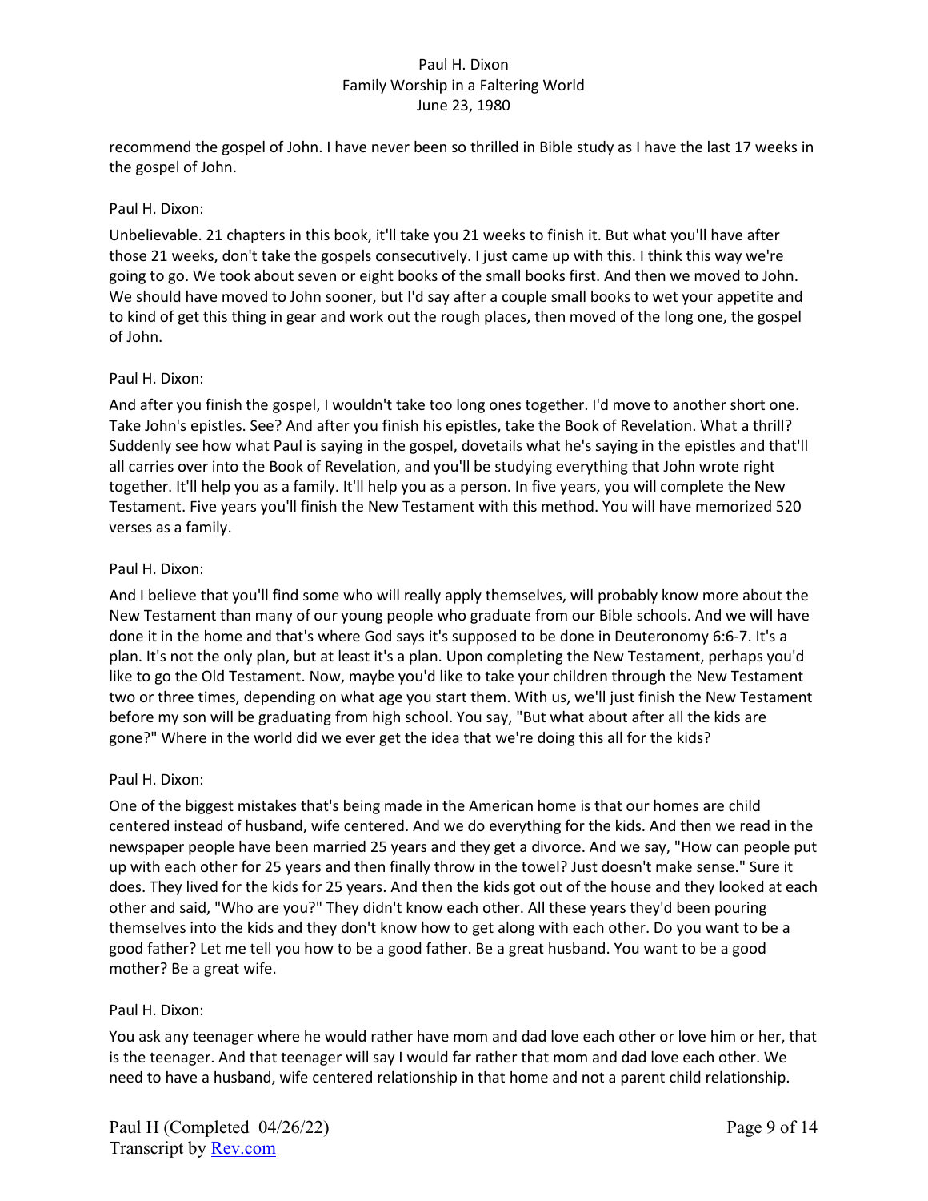recommend the gospel of John. I have never been so thrilled in Bible study as I have the last 17 weeks in the gospel of John.

Paul H. Dixon:

Unbelievable. 21 chapters in this book, it'll take you 21 weeks to finish it. But what you'll have after those 21 weeks, don't take the gospels consecutively. I just came up with this. I think this way we're going to go. We took about seven or eight books of the small books first. And then we moved to John. We should have moved to John sooner, but I'd say after a couple small books to wet your appetite and to kind of get this thing in gear and work out the rough places, then moved of the long one, the gospel of John.

Paul H. Dixon:

And after you finish the gospel, I wouldn't take too long ones together. I'd move to another short one. Take John's epistles. See? And after you finish his epistles, take the Book of Revelation. What a thrill? Suddenly see how what Paul is saying in the gospel, dovetails what he's saying in the epistles and that'll all carries over into the Book of Revelation, and you'll be studying everything that John wrote right together. It'll help you as a family. It'll help you as a person. In five years, you will complete the New Testament. Five years you'll finish the New Testament with this method. You will have memorized 520 verses as a family.

Paul H. Dixon:

And I believe that you'll find some who will really apply themselves, will probably know more about the New Testament than many of our young people who graduate from our Bible schools. And we will have done it in the home and that's where God says it's supposed to be done in Deuteronomy 6:6-7. It's a plan. It's not the only plan, but at least it's a plan. Upon completing the New Testament, perhaps you'd like to go the Old Testament. Now, maybe you'd like to take your children through the New Testament two or three times, depending on what age you start them. With us, we'll just finish the New Testament before my son will be graduating from high school. You say, "But what about after all the kids are gone?" Where in the world did we ever get the idea that we're doing this all for the kids?

Paul H. Dixon:

One of the biggest mistakes that's being made in the American home is that our homes are child centered instead of husband, wife centered. And we do everything for the kids. And then we read in the newspaper people have been married 25 years and they get a divorce. And we say, "How can people put up with each other for 25 years and then finally throw in the towel? Just doesn't make sense." Sure it does. They lived for the kids for 25 years. And then the kids got out of the house and they looked at each other and said, "Who are you?" They didn't know each other. All these years they'd been pouring themselves into the kids and they don't know how to get along with each other. Do you want to be a good father? Let me tell you how to be a good father. Be a great husband. You want to be a good mother? Be a great wife.

Paul H. Dixon:

You ask any teenager where he would rather have mom and dad love each other or love him or her, that is the teenager. And that teenager will say I would far rather that mom and dad love each other. We need to have a husband, wife centered relationship in that home and not a parent child relationship.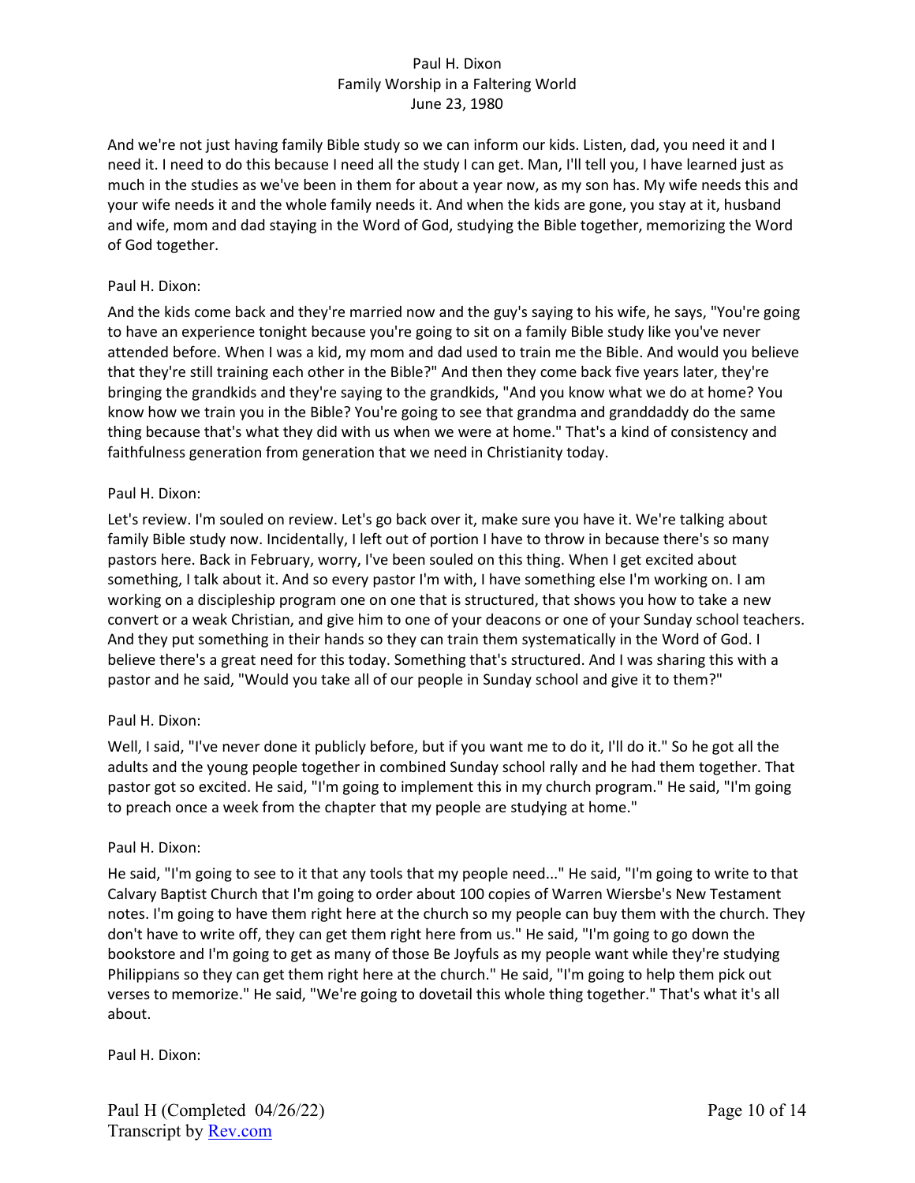And we're not just having family Bible study so we can inform our kids. Listen, dad, you need it and I need it. I need to do this because I need all the study I can get. Man, I'll tell you, I have learned just as much in the studies as we've been in them for about a year now, as my son has. My wife needs this and your wife needs it and the whole family needs it. And when the kids are gone, you stay at it, husband and wife, mom and dad staying in the Word of God, studying the Bible together, memorizing the Word of God together.

Paul H. Dixon:

And the kids come back and they're married now and the guy's saying to his wife, he says, "You're going to have an experience tonight because you're going to sit on a family Bible study like you've never attended before. When I was a kid, my mom and dad used to train me the Bible. And would you believe that they're still training each other in the Bible?" And then they come back five years later, they're bringing the grandkids and they're saying to the grandkids, "And you know what we do at home? You know how we train you in the Bible? You're going to see that grandma and granddaddy do the same thing because that's what they did with us when we were at home." That's a kind of consistency and faithfulness generation from generation that we need in Christianity today.

Paul H. Dixon:

Let's review. I'm souled on review. Let's go back over it, make sure you have it. We're talking about family Bible study now. Incidentally, I left out of portion I have to throw in because there's so many pastors here. Back in February, worry, I've been souled on this thing. When I get excited about something, I talk about it. And so every pastor I'm with, I have something else I'm working on. I am working on a discipleship program one on one that is structured, that shows you how to take a new convert or a weak Christian, and give him to one of your deacons or one of your Sunday school teachers. And they put something in their hands so they can train them systematically in the Word of God. I believe there's a great need for this today. Something that's structured. And I was sharing this with a pastor and he said, "Would you take all of our people in Sunday school and give it to them?"

Paul H. Dixon:

Well, I said, "I've never done it publicly before, but if you want me to do it, I'll do it." So he got all the adults and the young people together in combined Sunday school rally and he had them together. That pastor got so excited. He said, "I'm going to implement this in my church program." He said, "I'm going to preach once a week from the chapter that my people are studying at home."

Paul H. Dixon:

He said, "I'm going to see to it that any tools that my people need..." He said, "I'm going to write to that Calvary Baptist Church that I'm going to order about 100 copies of Warren Wiersbe's New Testament notes. I'm going to have them right here at the church so my people can buy them with the church. They don't have to write off, they can get them right here from us." He said, "I'm going to go down the bookstore and I'm going to get as many of those Be Joyfuls as my people want while they're studying Philippians so they can get them right here at the church." He said, "I'm going to help them pick out verses to memorize." He said, "We're going to dovetail this whole thing together." That's what it's all about.

Paul H. Dixon: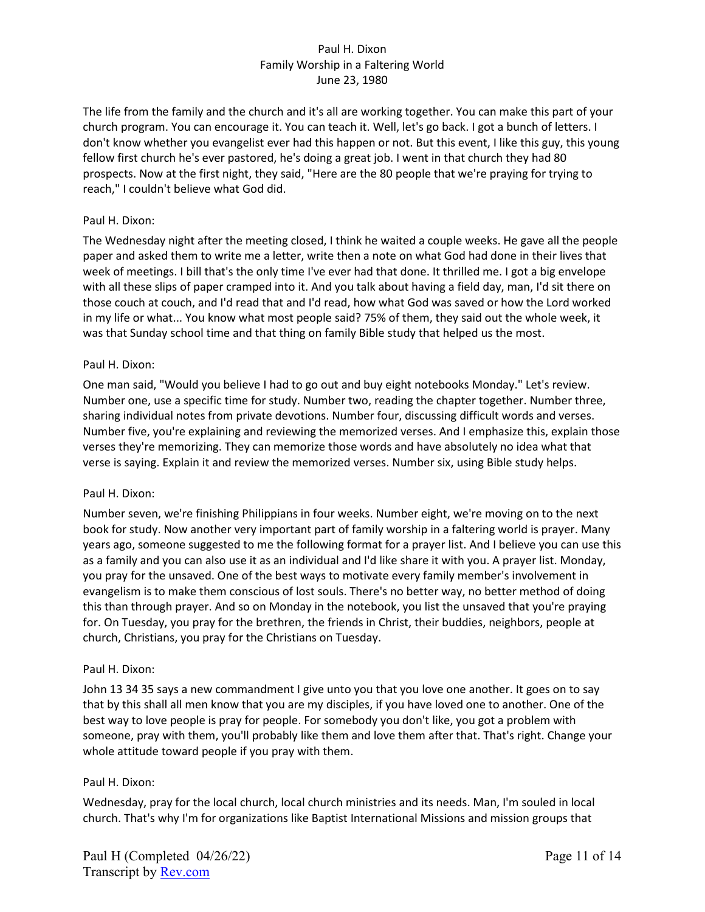The life from the family and the church and it's all are working together. You can make this part of your church program. You can encourage it. You can teach it. Well, let's go back. I got a bunch of letters. I don't know whether you evangelist ever had this happen or not. But this event, I like this guy, this young fellow first church he's ever pastored, he's doing a great job. I went in that church they had 80 prospects. Now at the first night, they said, "Here are the 80 people that we're praying for trying to reach," I couldn't believe what God did.

Paul H. Dixon:

The Wednesday night after the meeting closed, I think he waited a couple weeks. He gave all the people paper and asked them to write me a letter, write then a note on what God had done in their lives that week of meetings. I bill that's the only time I've ever had that done. It thrilled me. I got a big envelope with all these slips of paper cramped into it. And you talk about having a field day, man, I'd sit there on those couch at couch, and I'd read that and I'd read, how what God was saved or how the Lord worked in my life or what... You know what most people said? 75% of them, they said out the whole week, it was that Sunday school time and that thing on family Bible study that helped us the most.

Paul H. Dixon:

One man said, "Would you believe I had to go out and buy eight notebooks Monday." Let's review. Number one, use a specific time for study. Number two, reading the chapter together. Number three, sharing individual notes from private devotions. Number four, discussing difficult words and verses. Number five, you're explaining and reviewing the memorized verses. And I emphasize this, explain those verses they're memorizing. They can memorize those words and have absolutely no idea what that verse is saying. Explain it and review the memorized verses. Number six, using Bible study helps.

Paul H. Dixon:

Number seven, we're finishing Philippians in four weeks. Number eight, we're moving on to the next book for study. Now another very important part of family worship in a faltering world is prayer. Many years ago, someone suggested to me the following format for a prayer list. And I believe you can use this as a family and you can also use it as an individual and I'd like share it with you. A prayer list. Monday, you pray for the unsaved. One of the best ways to motivate every family member's involvement in evangelism is to make them conscious of lost souls. There's no better way, no better method of doing this than through prayer. And so on Monday in the notebook, you list the unsaved that you're praying for. On Tuesday, you pray for the brethren, the friends in Christ, their buddies, neighbors, people at church, Christians, you pray for the Christians on Tuesday.

Paul H. Dixon:

John 13 34 35 says a new commandment I give unto you that you love one another. It goes on to say that by this shall all men know that you are my disciples, if you have loved one to another. One of the best way to love people is pray for people. For somebody you don't like, you got a problem with someone, pray with them, you'll probably like them and love them after that. That's right. Change your whole attitude toward people if you pray with them.

Paul H. Dixon:

Wednesday, pray for the local church, local church ministries and its needs. Man, I'm souled in local church. That's why I'm for organizations like Baptist International Missions and mission groups that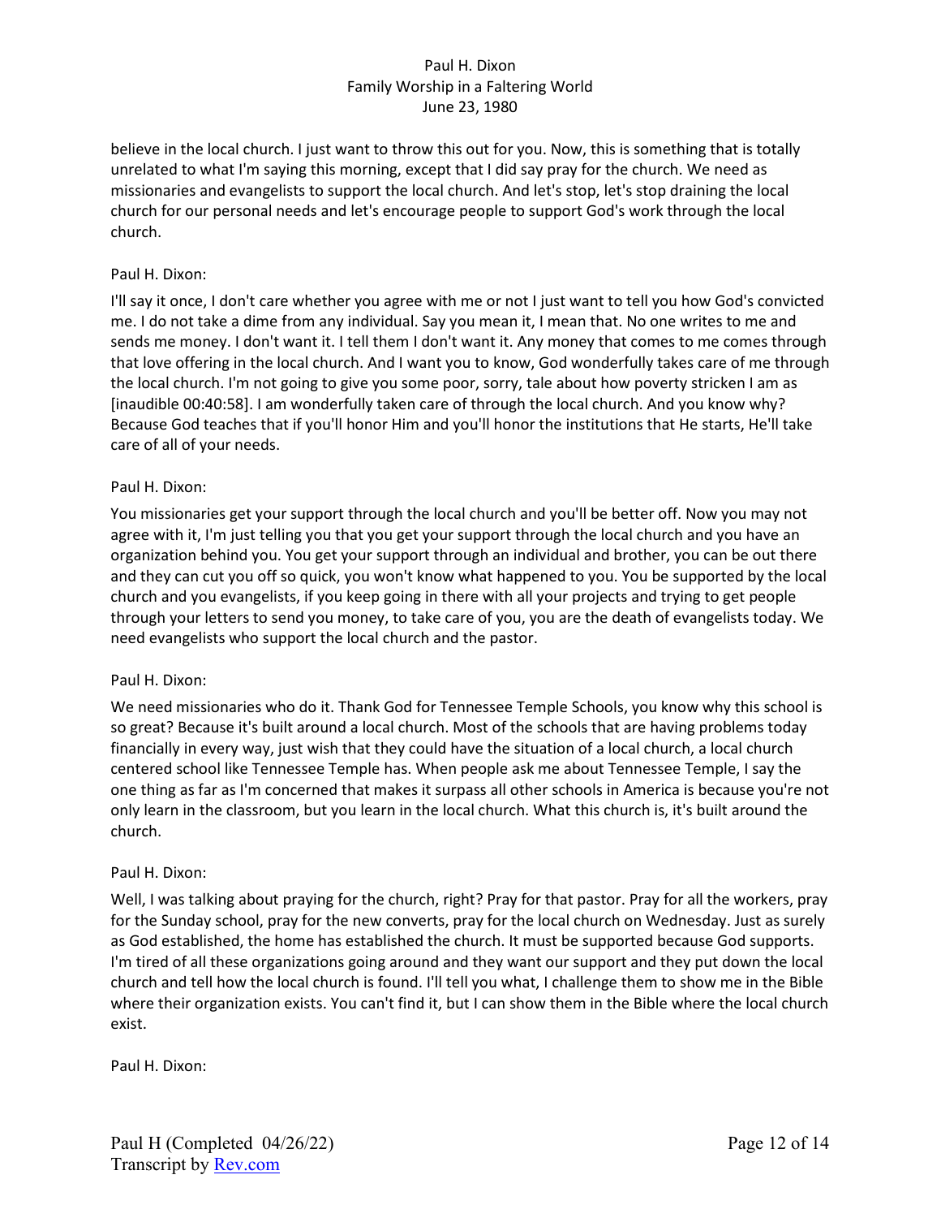believe in the local church. I just want to throw this out for you. Now, this is something that is totally unrelated to what I'm saying this morning, except that I did say pray for the church. We need as missionaries and evangelists to support the local church. And let's stop, let's stop draining the local church for our personal needs and let's encourage people to support God's work through the local church.

Paul H. Dixon:

I'll say it once, I don't care whether you agree with me or not I just want to tell you how God's convicted me. I do not take a dime from any individual. Say you mean it, I mean that. No one writes to me and sends me money. I don't want it. I tell them I don't want it. Any money that comes to me comes through that love offering in the local church. And I want you to know, God wonderfully takes care of me through the local church. I'm not going to give you some poor, sorry, tale about how poverty stricken I am as [inaudible 00:40:58]. I am wonderfully taken care of through the local church. And you know why? Because God teaches that if you'll honor Him and you'll honor the institutions that He starts, He'll take care of all of your needs.

Paul H. Dixon:

You missionaries get your support through the local church and you'll be better off. Now you may not agree with it, I'm just telling you that you get your support through the local church and you have an organization behind you. You get your support through an individual and brother, you can be out there and they can cut you off so quick, you won't know what happened to you. You be supported by the local church and you evangelists, if you keep going in there with all your projects and trying to get people through your letters to send you money, to take care of you, you are the death of evangelists today. We need evangelists who support the local church and the pastor.

Paul H. Dixon:

We need missionaries who do it. Thank God for Tennessee Temple Schools, you know why this school is so great? Because it's built around a local church. Most of the schools that are having problems today financially in every way, just wish that they could have the situation of a local church, a local church centered school like Tennessee Temple has. When people ask me about Tennessee Temple, I say the one thing as far as I'm concerned that makes it surpass all other schools in America is because you're not only learn in the classroom, but you learn in the local church. What this church is, it's built around the church.

Paul H. Dixon:

Well, I was talking about praying for the church, right? Pray for that pastor. Pray for all the workers, pray for the Sunday school, pray for the new converts, pray for the local church on Wednesday. Just as surely as God established, the home has established the church. It must be supported because God supports. I'm tired of all these organizations going around and they want our support and they put down the local church and tell how the local church is found. I'll tell you what, I challenge them to show me in the Bible where their organization exists. You can't find it, but I can show them in the Bible where the local church exist.

Paul H. Dixon: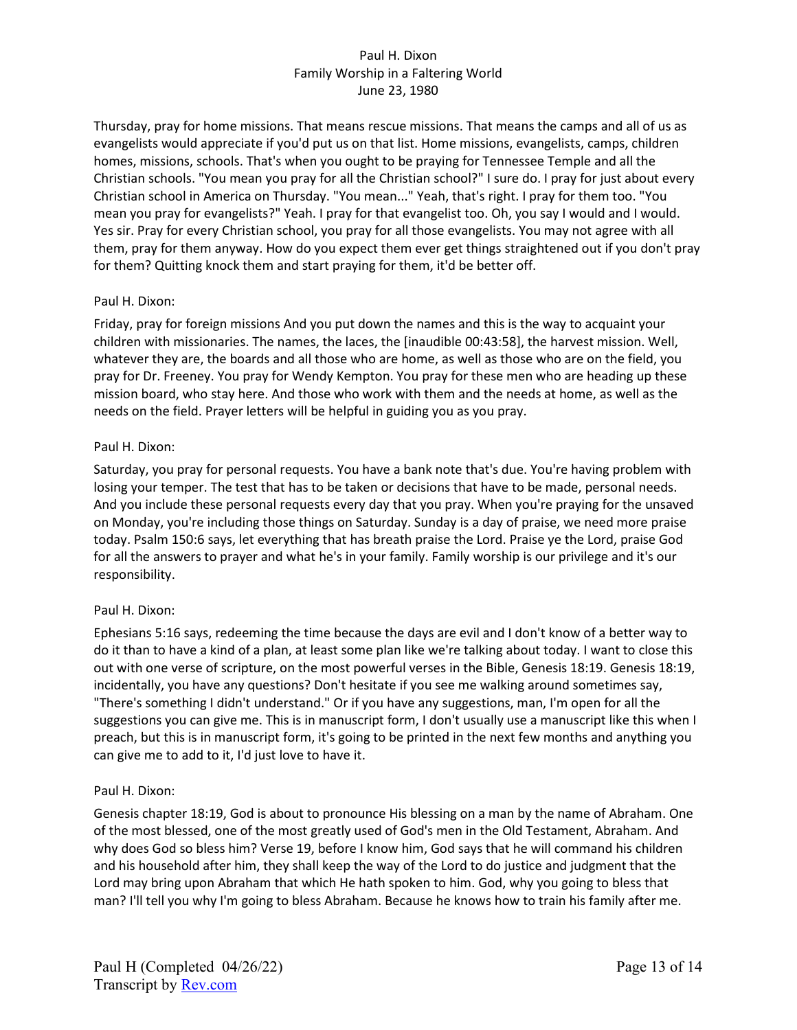Thursday, pray for home missions. That means rescue missions. That means the camps and all of us as evangelists would appreciate if you'd put us on that list. Home missions, evangelists, camps, children homes, missions, schools. That's when you ought to be praying for Tennessee Temple and all the Christian schools. "You mean you pray for all the Christian school?" I sure do. I pray for just about every Christian school in America on Thursday. "You mean..." Yeah, that's right. I pray for them too. "You mean you pray for evangelists?" Yeah. I pray for that evangelist too. Oh, you say I would and I would. Yes sir. Pray for every Christian school, you pray for all those evangelists. You may not agree with all them, pray for them anyway. How do you expect them ever get things straightened out if you don't pray for them? Quitting knock them and start praying for them, it'd be better off.

Paul H. Dixon:

Friday, pray for foreign missions And you put down the names and this is the way to acquaint your children with missionaries. The names, the laces, the [inaudible 00:43:58], the harvest mission. Well, whatever they are, the boards and all those who are home, as well as those who are on the field, you pray for Dr. Freeney. You pray for Wendy Kempton. You pray for these men who are heading up these mission board, who stay here. And those who work with them and the needs at home, as well as the needs on the field. Prayer letters will be helpful in guiding you as you pray.

Paul H. Dixon:

Saturday, you pray for personal requests. You have a bank note that's due. You're having problem with losing your temper. The test that has to be taken or decisions that have to be made, personal needs. And you include these personal requests every day that you pray. When you're praying for the unsaved on Monday, you're including those things on Saturday. Sunday is a day of praise, we need more praise today. Psalm 150:6 says, let everything that has breath praise the Lord. Praise ye the Lord, praise God for all the answers to prayer and what he's in your family. Family worship is our privilege and it's our responsibility.

Paul H. Dixon:

Ephesians 5:16 says, redeeming the time because the days are evil and I don't know of a better way to do it than to have a kind of a plan, at least some plan like we're talking about today. I want to close this out with one verse of scripture, on the most powerful verses in the Bible, Genesis 18:19. Genesis 18:19, incidentally, you have any questions? Don't hesitate if you see me walking around sometimes say, "There's something I didn't understand." Or if you have any suggestions, man, I'm open for all the suggestions you can give me. This is in manuscript form, I don't usually use a manuscript like this when I preach, but this is in manuscript form, it's going to be printed in the next few months and anything you can give me to add to it, I'd just love to have it.

Paul H. Dixon:

Genesis chapter 18:19, God is about to pronounce His blessing on a man by the name of Abraham. One of the most blessed, one of the most greatly used of God's men in the Old Testament, Abraham. And why does God so bless him? Verse 19, before I know him, God says that he will command his children and his household after him, they shall keep the way of the Lord to do justice and judgment that the Lord may bring upon Abraham that which He hath spoken to him. God, why you going to bless that man? I'll tell you why I'm going to bless Abraham. Because he knows how to train his family after me.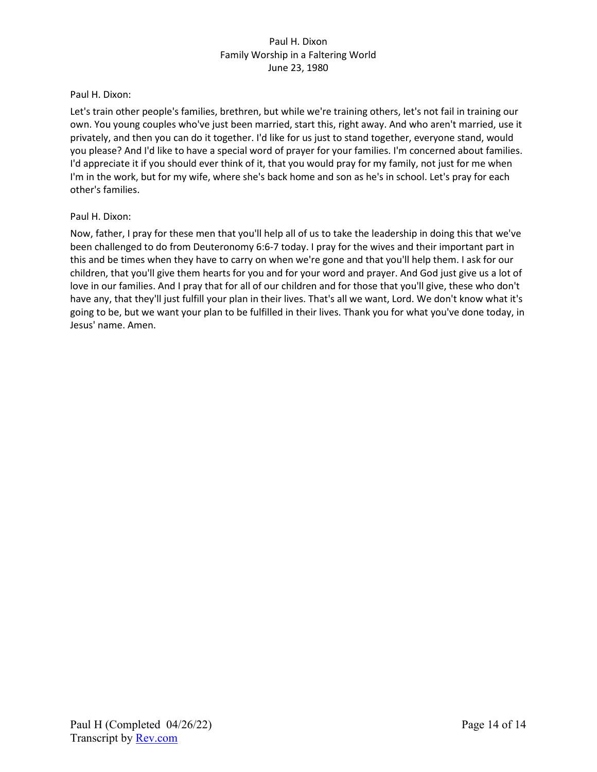Paul H. Dixon:

Let's train other people's families, brethren, but while we're training others, let's not fail in training our own. You young couples who've just been married, start this, right away. And who aren't married, use it privately, and then you can do it together. I'd like for us just to stand together, everyone stand, would you please? And I'd like to have a special word of prayer for your families. I'm concerned about families. I'd appreciate it if you should ever think of it, that you would pray for my family, not just for me when I'm in the work, but for my wife, where she's back home and son as he's in school. Let's pray for each other's families.

Paul H. Dixon:

Now, father, I pray for these men that you'll help all of us to take the leadership in doing this that we've been challenged to do from Deuteronomy 6:6-7 today. I pray for the wives and their important part in this and be times when they have to carry on when we're gone and that you'll help them. I ask for our children, that you'll give them hearts for you and for your word and prayer. And God just give us a lot of love in our families. And I pray that for all of our children and for those that you'll give, these who don't have any, that they'll just fulfill your plan in their lives. That's all we want, Lord. We don't know what it's going to be, but we want your plan to be fulfilled in their lives. Thank you for what you've done today, in Jesus' name. Amen.